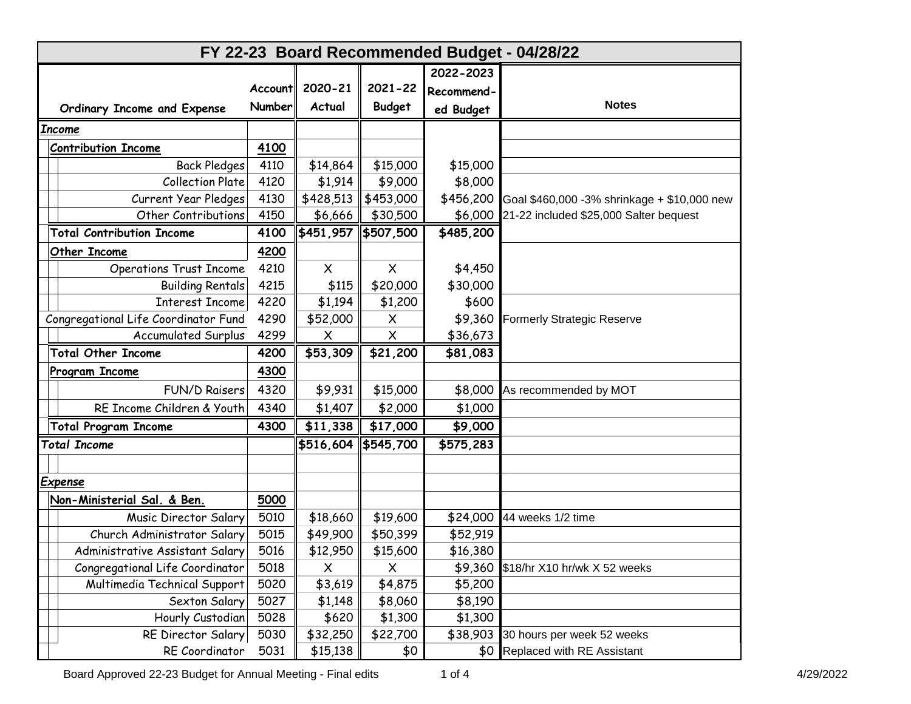# FY 22-23 Board Recommended Budget - 04/28/22

| Ordinary Income and Expense | Account Number | 2020-21 Actual | 2021-22 Budget | 2022-2023 Recommend-ed Budget | Notes |
|---|---|---|---|---|---|
| ***Income*** | | | | | |
| **Contribution Income** | **4100** | | | | |
| Back Pledges | 4110 | $14,864 | $15,000 | $15,000 | |
| Collection Plate | 4120 | $1,914 | $9,000 | $8,000 | |
| Current Year Pledges | 4130 | $428,513 | $453,000 | $456,200 | Goal $460,000 -3% shrinkage + $10,000 new |
| Other Contributions | 4150 | $6,666 | $30,500 | $6,000 | 21-22 included $25,000 Salter bequest |
| **Total Contribution Income** | **4100** | **$451,957** | **$507,500** | **$485,200** | |
| **Other Income** | **4200** | | | | |
| Operations Trust Income | 4210 | X | X | $4,450 | |
| Building Rentals | 4215 | $115 | $20,000 | $30,000 | |
| Interest Income | 4220 | $1,194 | $1,200 | $600 | |
| Congregational Life Coordinator Fund | 4290 | $52,000 | X | $9,360 | Formerly Strategic Reserve |
| Accumulated Surplus | 4299 | X | X | $36,673 | |
| **Total Other Income** | **4200** | **$53,309** | **$21,200** | **$81,083** | |
| **Program Income** | **4300** | | | | |
| FUN/D Raisers | 4320 | $9,931 | $15,000 | $8,000 | As recommended by MOT |
| RE Income Children & Youth | 4340 | $1,407 | $2,000 | $1,000 | |
| **Total Program Income** | **4300** | **$11,338** | **$17,000** | **$9,000** | |
| ***Total Income*** | | **$516,604** | **$545,700** | **$575,283** | |
| | | | | | |
| ***Expense*** | | | | | |
| **Non-Ministerial Sal. & Ben.** | **5000** | | | | |
| Music Director Salary | 5010 | $18,660 | $19,600 | $24,000 | 44 weeks 1/2 time |
| Church Administrator Salary | 5015 | $49,900 | $50,399 | $52,919 | |
| Administrative Assistant Salary | 5016 | $12,950 | $15,600 | $16,380 | |
| Congregational Life Coordinator | 5018 | X | X | $9,360 | $18/hr X10 hr/wk X 52 weeks |
| Multimedia Technical Support | 5020 | $3,619 | $4,875 | $5,200 | |
| Sexton Salary | 5027 | $1,148 | $8,060 | $8,190 | |
| Hourly Custodian | 5028 | $620 | $1,300 | $1,300 | |
| RE Director Salary | 5030 | $32,250 | $22,700 | $38,903 | 30 hours per week 52 weeks |
| RE Coordinator | 5031 | $15,138 | $0 | $0 | Replaced with RE Assistant |

Board Approved 22-23 Budget for Annual Meeting - Final edits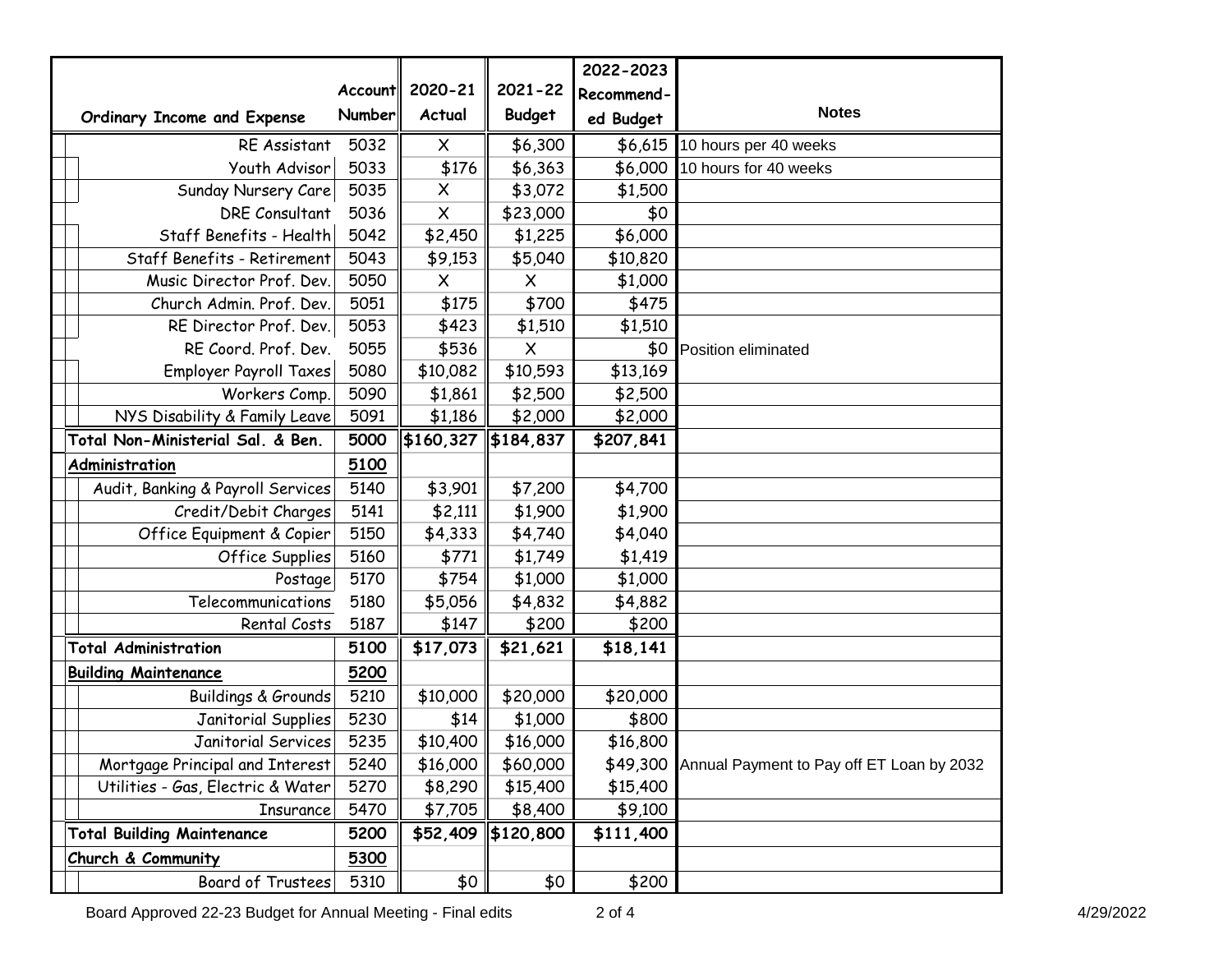| Ordinary Income and Expense | Account Number | 2020-21 Actual | 2021-22 Budget | 2022-2023 Recommended Budget | Notes |
|---|---|---|---|---|---|
| RE Assistant | 5032 | X | $6,300 | $6,615 | 10 hours per 40 weeks |
| Youth Advisor | 5033 | $176 | $6,363 | $6,000 | 10 hours for 40 weeks |
| Sunday Nursery Care | 5035 | X | $3,072 | $1,500 | |
| DRE Consultant | 5036 | X | $23,000 | $0 | |
| Staff Benefits - Health | 5042 | $2,450 | $1,225 | $6,000 | |
| Staff Benefits - Retirement | 5043 | $9,153 | $5,040 | $10,820 | |
| Music Director Prof. Dev. | 5050 | X | X | $1,000 | |
| Church Admin. Prof. Dev. | 5051 | $175 | $700 | $475 | |
| RE Director Prof. Dev. | 5053 | $423 | $1,510 | $1,510 | |
| RE Coord. Prof. Dev. | 5055 | $536 | X | $0 | Position eliminated |
| Employer Payroll Taxes | 5080 | $10,082 | $10,593 | $13,169 | |
| Workers Comp. | 5090 | $1,861 | $2,500 | $2,500 | |
| NYS Disability & Family Leave | 5091 | $1,186 | $2,000 | $2,000 | |
| **Total Non-Ministerial Sal. & Ben.** | **5000** | **$160,327** | **$184,837** | **$207,841** | |
| **Administration** | **5100** | | | | |
| Audit, Banking & Payroll Services | 5140 | $3,901 | $7,200 | $4,700 | |
| Credit/Debit Charges | 5141 | $2,111 | $1,900 | $1,900 | |
| Office Equipment & Copier | 5150 | $4,333 | $4,740 | $4,040 | |
| Office Supplies | 5160 | $771 | $1,749 | $1,419 | |
| Postage | 5170 | $754 | $1,000 | $1,000 | |
| Telecommunications | 5180 | $5,056 | $4,832 | $4,882 | |
| Rental Costs | 5187 | $147 | $200 | $200 | |
| **Total Administration** | **5100** | **$17,073** | **$21,621** | **$18,141** | |
| **Building Maintenance** | **5200** | | | | |
| Buildings & Grounds | 5210 | $10,000 | $20,000 | $20,000 | |
| Janitorial Supplies | 5230 | $14 | $1,000 | $800 | |
| Janitorial Services | 5235 | $10,400 | $16,000 | $16,800 | |
| Mortgage Principal and Interest | 5240 | $16,000 | $60,000 | $49,300 | Annual Payment to Pay off ET Loan by 2032 |
| Utilities - Gas, Electric & Water | 5270 | $8,290 | $15,400 | $15,400 | |
| Insurance | 5470 | $7,705 | $8,400 | $9,100 | |
| **Total Building Maintenance** | **5200** | **$52,409** | **$120,800** | **$111,400** | |
| **Church & Community** | **5300** | | | | |
| Board of Trustees | 5310 | $0 | $0 | $200 | |

Board Approved 22-23 Budget for Annual Meeting - Final edits 4/29/2022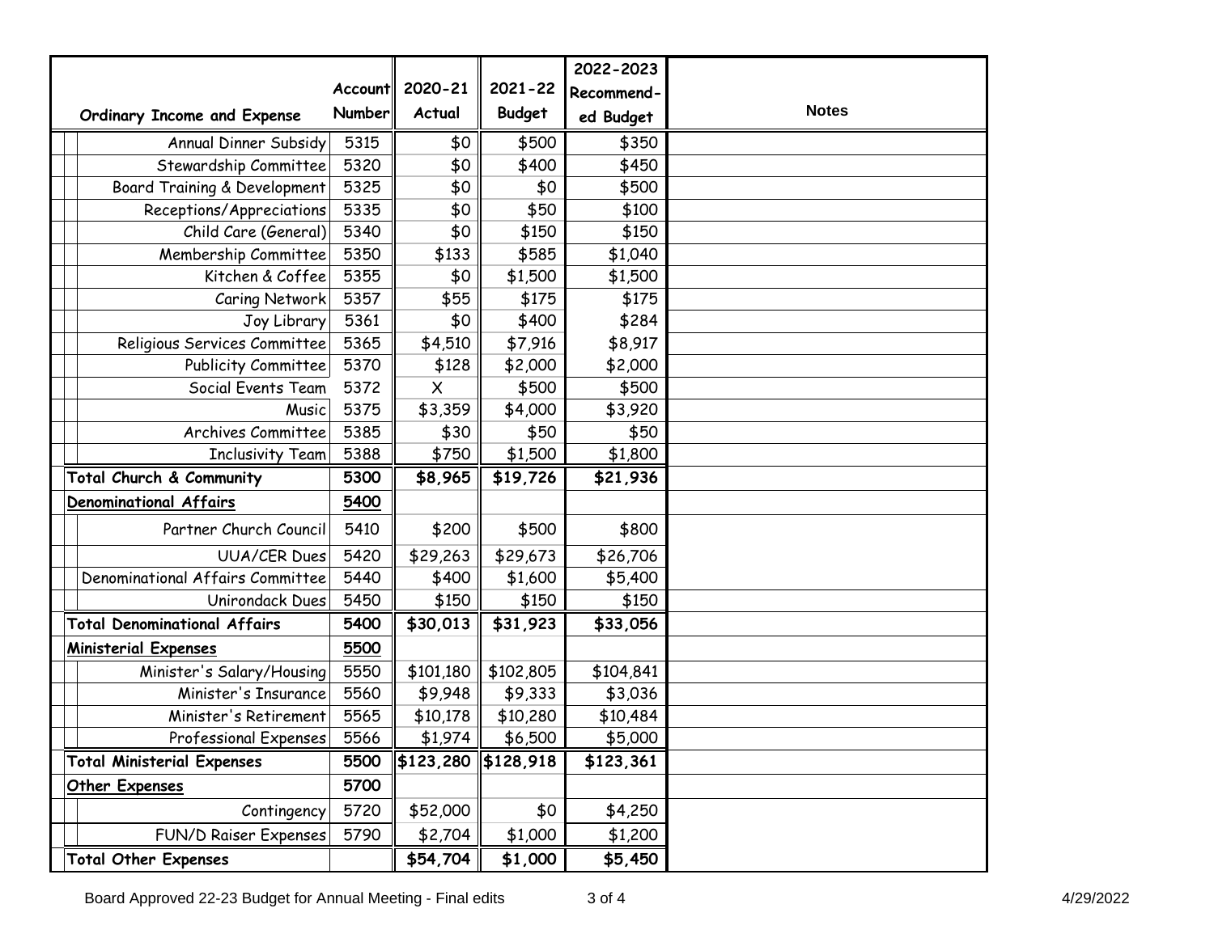| Ordinary Income and Expense | Account Number | 2020-21 Actual | 2021-22 Budget | 2022-2023 Recommended Budget | Notes |
|---|---|---|---|---|---|
| Annual Dinner Subsidy | 5315 | $0 | $500 | $350 | |
| Stewardship Committee | 5320 | $0 | $400 | $450 | |
| Board Training & Development | 5325 | $0 | $0 | $500 | |
| Receptions/Appreciations | 5335 | $0 | $50 | $100 | |
| Child Care (General) | 5340 | $0 | $150 | $150 | |
| Membership Committee | 5350 | $133 | $585 | $1,040 | |
| Kitchen & Coffee | 5355 | $0 | $1,500 | $1,500 | |
| Caring Network | 5357 | $55 | $175 | $175 | |
| Joy Library | 5361 | $0 | $400 | $284 | |
| Religious Services Committee | 5365 | $4,510 | $7,916 | $8,917 | |
| Publicity Committee | 5370 | $128 | $2,000 | $2,000 | |
| Social Events Team | 5372 | X | $500 | $500 | |
| Music | 5375 | $3,359 | $4,000 | $3,920 | |
| Archives Committee | 5385 | $30 | $50 | $50 | |
| Inclusivity Team | 5388 | $750 | $1,500 | $1,800 | |
| **Total Church & Community** | **5300** | **$8,965** | **$19,726** | **$21,936** | |
| **Denominational Affairs** | **5400** | | | | |
| Partner Church Council | 5410 | $200 | $500 | $800 | |
| UUA/CER Dues | 5420 | $29,263 | $29,673 | $26,706 | |
| Denominational Affairs Committee | 5440 | $400 | $1,600 | $5,400 | |
| Unirondack Dues | 5450 | $150 | $150 | $150 | |
| **Total Denominational Affairs** | **5400** | **$30,013** | **$31,923** | **$33,056** | |
| **Ministerial Expenses** | **5500** | | | | |
| Minister's Salary/Housing | 5550 | $101,180 | $102,805 | $104,841 | |
| Minister's Insurance | 5560 | $9,948 | $9,333 | $3,036 | |
| Minister's Retirement | 5565 | $10,178 | $10,280 | $10,484 | |
| Professional Expenses | 5566 | $1,974 | $6,500 | $5,000 | |
| **Total Ministerial Expenses** | **5500** | **$123,280** | **$128,918** | **$123,361** | |
| **Other Expenses** | **5700** | | | | |
| Contingency | 5720 | $52,000 | $0 | $4,250 | |
| FUN/D Raiser Expenses | 5790 | $2,704 | $1,000 | $1,200 | |
| **Total Other Expenses** | | **$54,704** | **$1,000** | **$5,450** | |

Board Approved 22-23 Budget for Annual Meeting - Final edits 4/29/2022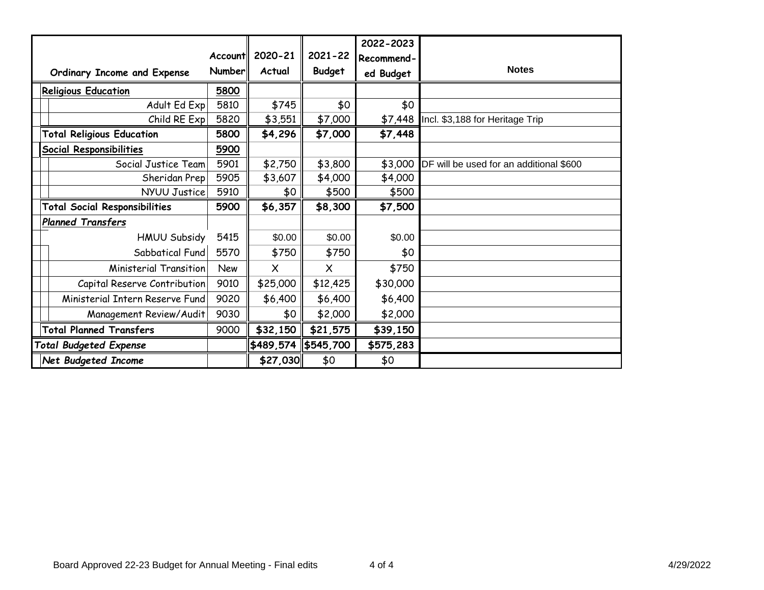| Ordinary Income and Expense | Account Number | 2020-21 Actual | 2021-22 Budget | 2022-2023 Recommend-ed Budget | Notes |
|---|---|---|---|---|---|
| **Religious Education** | **5800** | | | | |
| Adult Ed Exp | 5810 | $745 | $0 | $0 | |
| Child RE Exp | 5820 | $3,551 | $7,000 | $7,448 | Incl. $3,188 for Heritage Trip |
| **Total Religious Education** | **5800** | **$4,296** | **$7,000** | **$7,448** | |
| **Social Responsibilities** | **5900** | | | | |
| Social Justice Team | 5901 | $2,750 | $3,800 | $3,000 | DF will be used for an additional $600 |
| Sheridan Prep | 5905 | $3,607 | $4,000 | $4,000 | |
| NYUU Justice | 5910 | $0 | $500 | $500 | |
| **Total Social Responsibilities** | **5900** | **$6,357** | **$8,300** | **$7,500** | |
| ***Planned Transfers*** | | | | | |
| HMUU Subsidy | 5415 | $0.00 | $0.00 | $0.00 | |
| Sabbatical Fund | 5570 | $750 | $750 | $0 | |
| Ministerial Transition | New | X | X | $750 | |
| Capital Reserve Contribution | 9010 | $25,000 | $12,425 | $30,000 | |
| Ministerial Intern Reserve Fund | 9020 | $6,400 | $6,400 | $6,400 | |
| Management Review/Audit | 9030 | $0 | $2,000 | $2,000 | |
| **Total Planned Transfers** | 9000 | **$32,150** | **$21,575** | **$39,150** | |
| ***Total Budgeted Expense*** | | **$489,574** | **$545,700** | **$575,283** | |
| ***Net Budgeted Income*** | | **$27,030** | $0 | $0 | |